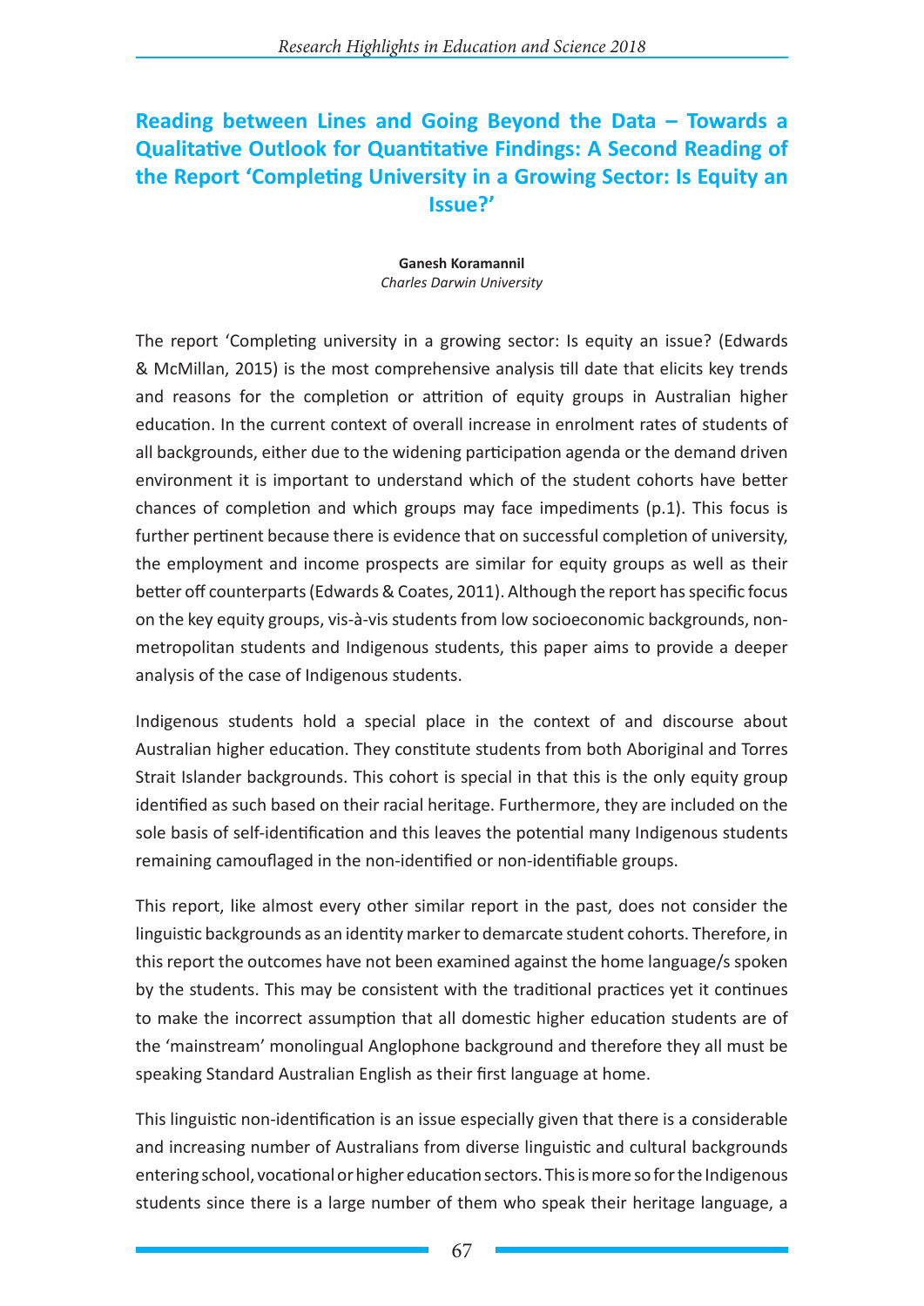# Reading between Lines and Going Beyond the Data – Towards a Qualitative Outlook for Quantitative Findings: A Second Reading of the Report 'Completing University in a Growing Sector: Is Equity an Issue?'

**Ganesh Koramannil**
*Charles Darwin University*

The report 'Completing university in a growing sector: Is equity an issue? (Edwards & McMillan, 2015) is the most comprehensive analysis till date that elicits key trends and reasons for the completion or attrition of equity groups in Australian higher education. In the current context of overall increase in enrolment rates of students of all backgrounds, either due to the widening participation agenda or the demand driven environment it is important to understand which of the student cohorts have better chances of completion and which groups may face impediments (p.1). This focus is further pertinent because there is evidence that on successful completion of university, the employment and income prospects are similar for equity groups as well as their better off counterparts (Edwards & Coates, 2011). Although the report has specific focus on the key equity groups, vis-à-vis students from low socioeconomic backgrounds, non-metropolitan students and Indigenous students, this paper aims to provide a deeper analysis of the case of Indigenous students.

Indigenous students hold a special place in the context of and discourse about Australian higher education. They constitute students from both Aboriginal and Torres Strait Islander backgrounds. This cohort is special in that this is the only equity group identified as such based on their racial heritage. Furthermore, they are included on the sole basis of self-identification and this leaves the potential many Indigenous students remaining camouflaged in the non-identified or non-identifiable groups.

This report, like almost every other similar report in the past, does not consider the linguistic backgrounds as an identity marker to demarcate student cohorts. Therefore, in this report the outcomes have not been examined against the home language/s spoken by the students. This may be consistent with the traditional practices yet it continues to make the incorrect assumption that all domestic higher education students are of the 'mainstream' monolingual Anglophone background and therefore they all must be speaking Standard Australian English as their first language at home.

This linguistic non-identification is an issue especially given that there is a considerable and increasing number of Australians from diverse linguistic and cultural backgrounds entering school, vocational or higher education sectors. This is more so for the Indigenous students since there is a large number of them who speak their heritage language, a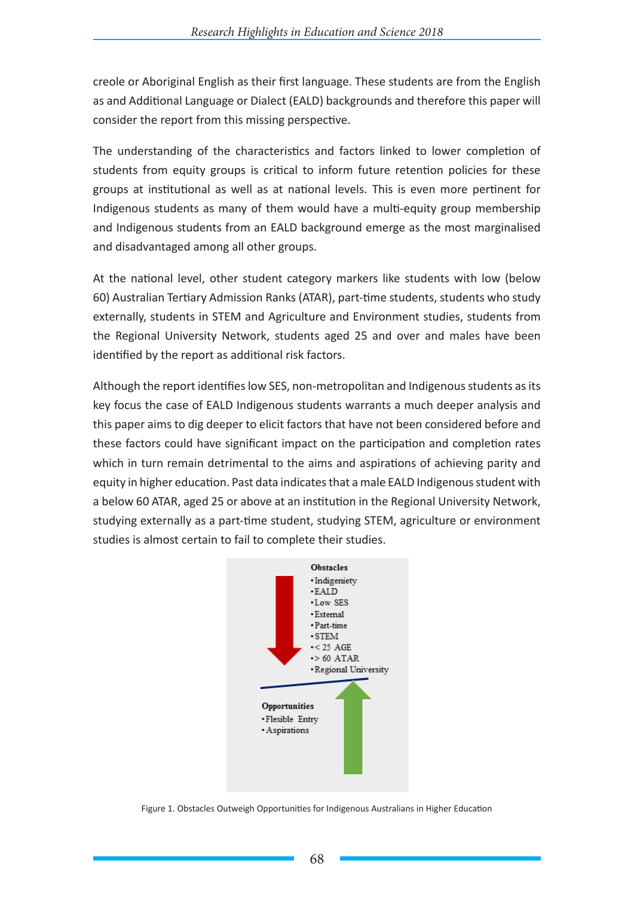creole or Aboriginal English as their first language. These students are from the English as and Additional Language or Dialect (EALD) backgrounds and therefore this paper will consider the report from this missing perspective.

The understanding of the characteristics and factors linked to lower completion of students from equity groups is critical to inform future retention policies for these groups at institutional as well as at national levels. This is even more pertinent for Indigenous students as many of them would have a multi-equity group membership and Indigenous students from an EALD background emerge as the most marginalised and disadvantaged among all other groups.

At the national level, other student category markers like students with low (below 60) Australian Tertiary Admission Ranks (ATAR), part-time students, students who study externally, students in STEM and Agriculture and Environment studies, students from the Regional University Network, students aged 25 and over and males have been identified by the report as additional risk factors.

Although the report identifies low SES, non-metropolitan and Indigenous students as its key focus the case of EALD Indigenous students warrants a much deeper analysis and this paper aims to dig deeper to elicit factors that have not been considered before and these factors could have significant impact on the participation and completion rates which in turn remain detrimental to the aims and aspirations of achieving parity and equity in higher education. Past data indicates that a male EALD Indigenous student with a below 60 ATAR, aged 25 or above at an institution in the Regional University Network, studying externally as a part-time student, studying STEM, agriculture or environment studies is almost certain to fail to complete their studies.

**Obstacles**
- Indigeniety
- EALD
- Low SES
- External
- Part-time
- STEM
- < 25 AGE
- > 60 ATAR
- Regional University

**Opportunities**
- Flexible Entry
- Aspirations

Figure 1. Obstacles Outweigh Opportunities for Indigenous Australians in Higher Education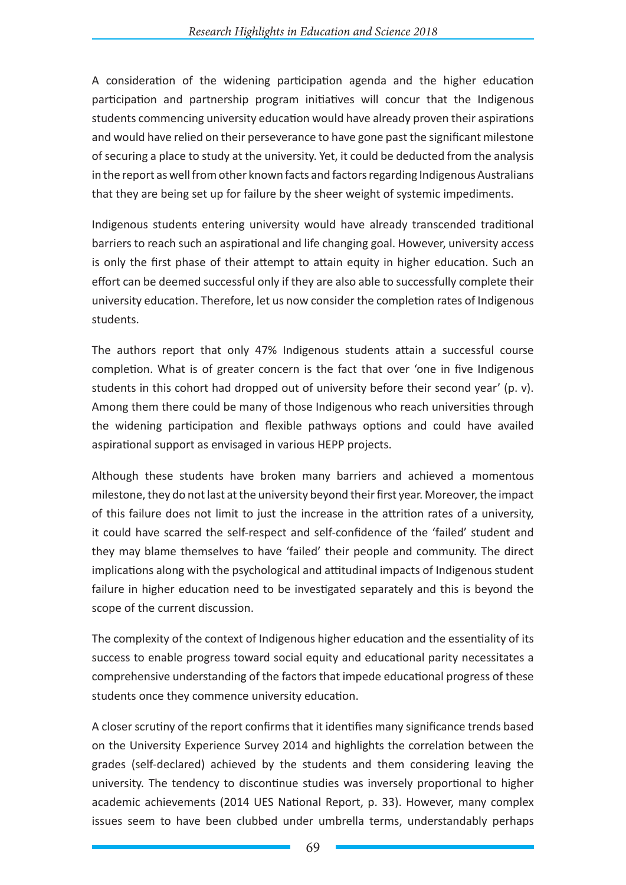A consideration of the widening participation agenda and the higher education participation and partnership program initiatives will concur that the Indigenous students commencing university education would have already proven their aspirations and would have relied on their perseverance to have gone past the significant milestone of securing a place to study at the university. Yet, it could be deducted from the analysis in the report as well from other known facts and factors regarding Indigenous Australians that they are being set up for failure by the sheer weight of systemic impediments.

Indigenous students entering university would have already transcended traditional barriers to reach such an aspirational and life changing goal. However, university access is only the first phase of their attempt to attain equity in higher education. Such an effort can be deemed successful only if they are also able to successfully complete their university education. Therefore, let us now consider the completion rates of Indigenous students.

The authors report that only 47% Indigenous students attain a successful course completion. What is of greater concern is the fact that over 'one in five Indigenous students in this cohort had dropped out of university before their second year' (p. v). Among them there could be many of those Indigenous who reach universities through the widening participation and flexible pathways options and could have availed aspirational support as envisaged in various HEPP projects.

Although these students have broken many barriers and achieved a momentous milestone, they do not last at the university beyond their first year. Moreover, the impact of this failure does not limit to just the increase in the attrition rates of a university, it could have scarred the self-respect and self-confidence of the 'failed' student and they may blame themselves to have 'failed' their people and community. The direct implications along with the psychological and attitudinal impacts of Indigenous student failure in higher education need to be investigated separately and this is beyond the scope of the current discussion.

The complexity of the context of Indigenous higher education and the essentiality of its success to enable progress toward social equity and educational parity necessitates a comprehensive understanding of the factors that impede educational progress of these students once they commence university education.

A closer scrutiny of the report confirms that it identifies many significance trends based on the University Experience Survey 2014 and highlights the correlation between the grades (self-declared) achieved by the students and them considering leaving the university. The tendency to discontinue studies was inversely proportional to higher academic achievements (2014 UES National Report, p. 33). However, many complex issues seem to have been clubbed under umbrella terms, understandably perhaps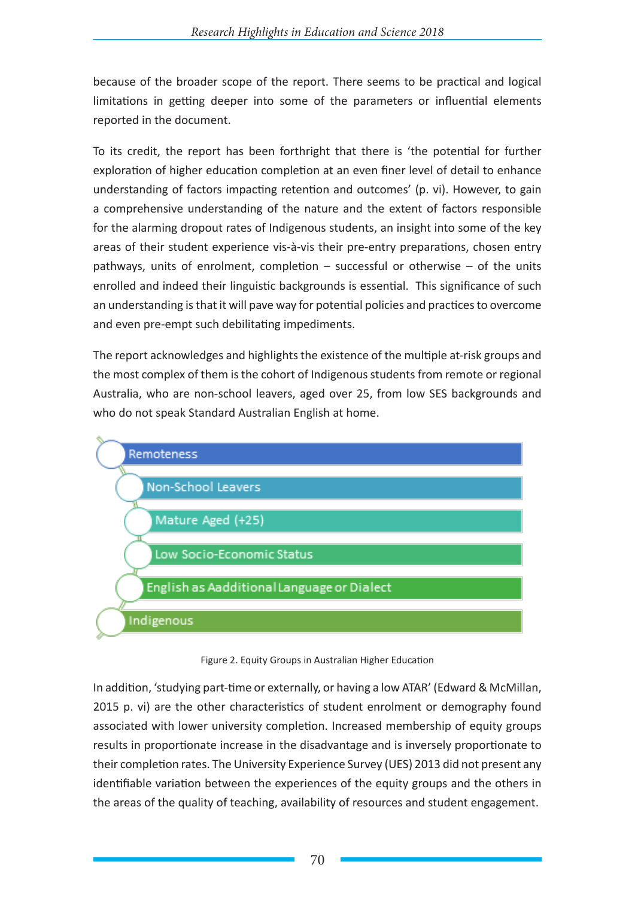because of the broader scope of the report. There seems to be practical and logical limitations in getting deeper into some of the parameters or influential elements reported in the document.

To its credit, the report has been forthright that there is 'the potential for further exploration of higher education completion at an even finer level of detail to enhance understanding of factors impacting retention and outcomes' (p. vi). However, to gain a comprehensive understanding of the nature and the extent of factors responsible for the alarming dropout rates of Indigenous students, an insight into some of the key areas of their student experience vis-à-vis their pre-entry preparations, chosen entry pathways, units of enrolment, completion – successful or otherwise – of the units enrolled and indeed their linguistic backgrounds is essential. This significance of such an understanding is that it will pave way for potential policies and practices to overcome and even pre-empt such debilitating impediments.

The report acknowledges and highlights the existence of the multiple at-risk groups and the most complex of them is the cohort of Indigenous students from remote or regional Australia, who are non-school leavers, aged over 25, from low SES backgrounds and who do not speak Standard Australian English at home.

- Remoteness
- Non-School Leavers
- Mature Aged (+25)
- Low Socio-Economic Status
- English as Aadditional Language or Dialect
- Indigenous

Figure 2. Equity Groups in Australian Higher Education

In addition, 'studying part-time or externally, or having a low ATAR' (Edward & McMillan, 2015 p. vi) are the other characteristics of student enrolment or demography found associated with lower university completion. Increased membership of equity groups results in proportionate increase in the disadvantage and is inversely proportionate to their completion rates. The University Experience Survey (UES) 2013 did not present any identifiable variation between the experiences of the equity groups and the others in the areas of the quality of teaching, availability of resources and student engagement.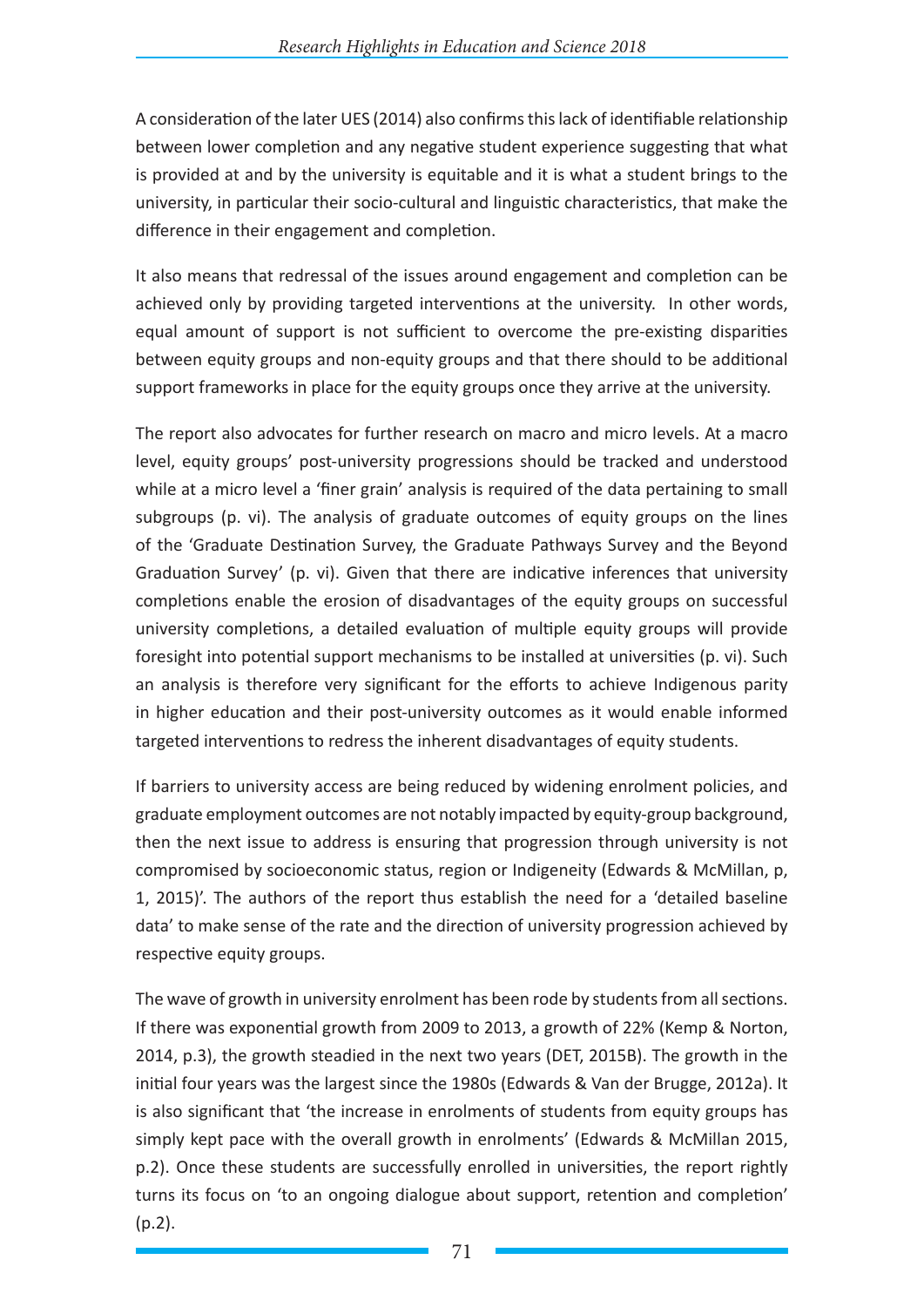A consideration of the later UES (2014) also confirms this lack of identifiable relationship between lower completion and any negative student experience suggesting that what is provided at and by the university is equitable and it is what a student brings to the university, in particular their socio-cultural and linguistic characteristics, that make the difference in their engagement and completion.

It also means that redressal of the issues around engagement and completion can be achieved only by providing targeted interventions at the university. In other words, equal amount of support is not sufficient to overcome the pre-existing disparities between equity groups and non-equity groups and that there should to be additional support frameworks in place for the equity groups once they arrive at the university.

The report also advocates for further research on macro and micro levels. At a macro level, equity groups' post-university progressions should be tracked and understood while at a micro level a 'finer grain' analysis is required of the data pertaining to small subgroups (p. vi). The analysis of graduate outcomes of equity groups on the lines of the 'Graduate Destination Survey, the Graduate Pathways Survey and the Beyond Graduation Survey' (p. vi). Given that there are indicative inferences that university completions enable the erosion of disadvantages of the equity groups on successful university completions, a detailed evaluation of multiple equity groups will provide foresight into potential support mechanisms to be installed at universities (p. vi). Such an analysis is therefore very significant for the efforts to achieve Indigenous parity in higher education and their post-university outcomes as it would enable informed targeted interventions to redress the inherent disadvantages of equity students.

If barriers to university access are being reduced by widening enrolment policies, and graduate employment outcomes are not notably impacted by equity-group background, then the next issue to address is ensuring that progression through university is not compromised by socioeconomic status, region or Indigeneity (Edwards & McMillan, p, 1, 2015)'. The authors of the report thus establish the need for a 'detailed baseline data' to make sense of the rate and the direction of university progression achieved by respective equity groups.

The wave of growth in university enrolment has been rode by students from all sections. If there was exponential growth from 2009 to 2013, a growth of 22% (Kemp & Norton, 2014, p.3), the growth steadied in the next two years (DET, 2015B). The growth in the initial four years was the largest since the 1980s (Edwards & Van der Brugge, 2012a). It is also significant that 'the increase in enrolments of students from equity groups has simply kept pace with the overall growth in enrolments' (Edwards & McMillan 2015, p.2). Once these students are successfully enrolled in universities, the report rightly turns its focus on 'to an ongoing dialogue about support, retention and completion' (p.2).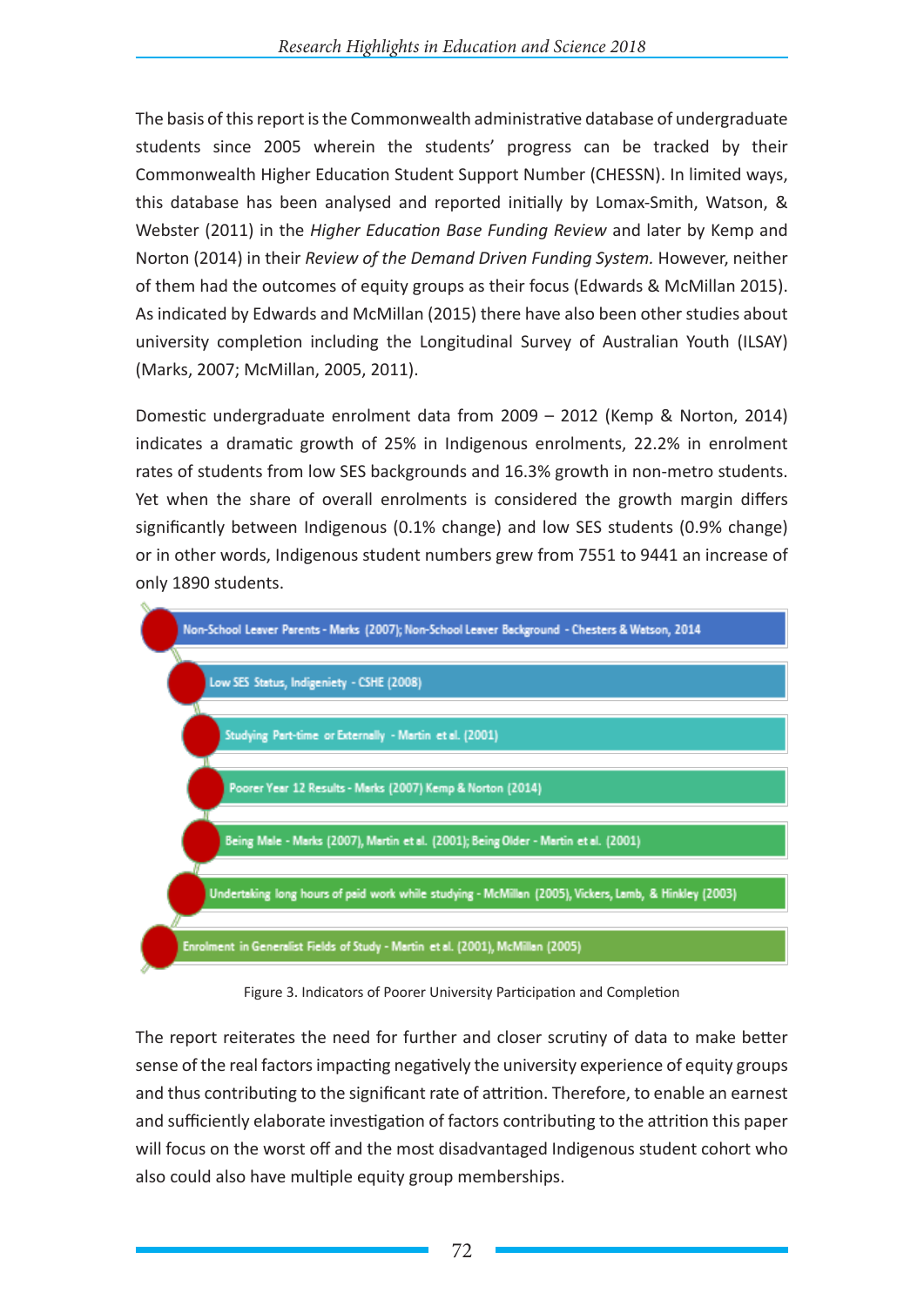The basis of this report is the Commonwealth administrative database of undergraduate students since 2005 wherein the students' progress can be tracked by their Commonwealth Higher Education Student Support Number (CHESSN). In limited ways, this database has been analysed and reported initially by Lomax-Smith, Watson, & Webster (2011) in the *Higher Education Base Funding Review* and later by Kemp and Norton (2014) in their *Review of the Demand Driven Funding System.* However, neither of them had the outcomes of equity groups as their focus (Edwards & McMillan 2015). As indicated by Edwards and McMillan (2015) there have also been other studies about university completion including the Longitudinal Survey of Australian Youth (ILSAY) (Marks, 2007; McMillan, 2005, 2011).

Domestic undergraduate enrolment data from 2009 – 2012 (Kemp & Norton, 2014) indicates a dramatic growth of 25% in Indigenous enrolments, 22.2% in enrolment rates of students from low SES backgrounds and 16.3% growth in non-metro students. Yet when the share of overall enrolments is considered the growth margin differs significantly between Indigenous (0.1% change) and low SES students (0.9% change) or in other words, Indigenous student numbers grew from 7551 to 9441 an increase of only 1890 students.

- Non-School Leaver Parents - Marks (2007); Non-School Leaver Background - Chesters & Watson, 2014
- Low SES Status, Indigeniety - CSHE (2008)
- Studying Part-time or Externally - Martin et al. (2001)
- Poorer Year 12 Results - Marks (2007) Kemp & Norton (2014)
- Being Male - Marks (2007), Martin et al. (2001); Being Older - Martin et al. (2001)
- Undertaking long hours of paid work while studying - McMillan (2005), Vickers, Lamb, & Hinkley (2003)
- Enrolment in Generalist Fields of Study - Martin et al. (2001), McMillan (2005)

Figure 3. Indicators of Poorer University Participation and Completion

The report reiterates the need for further and closer scrutiny of data to make better sense of the real factors impacting negatively the university experience of equity groups and thus contributing to the significant rate of attrition. Therefore, to enable an earnest and sufficiently elaborate investigation of factors contributing to the attrition this paper will focus on the worst off and the most disadvantaged Indigenous student cohort who also could also have multiple equity group memberships.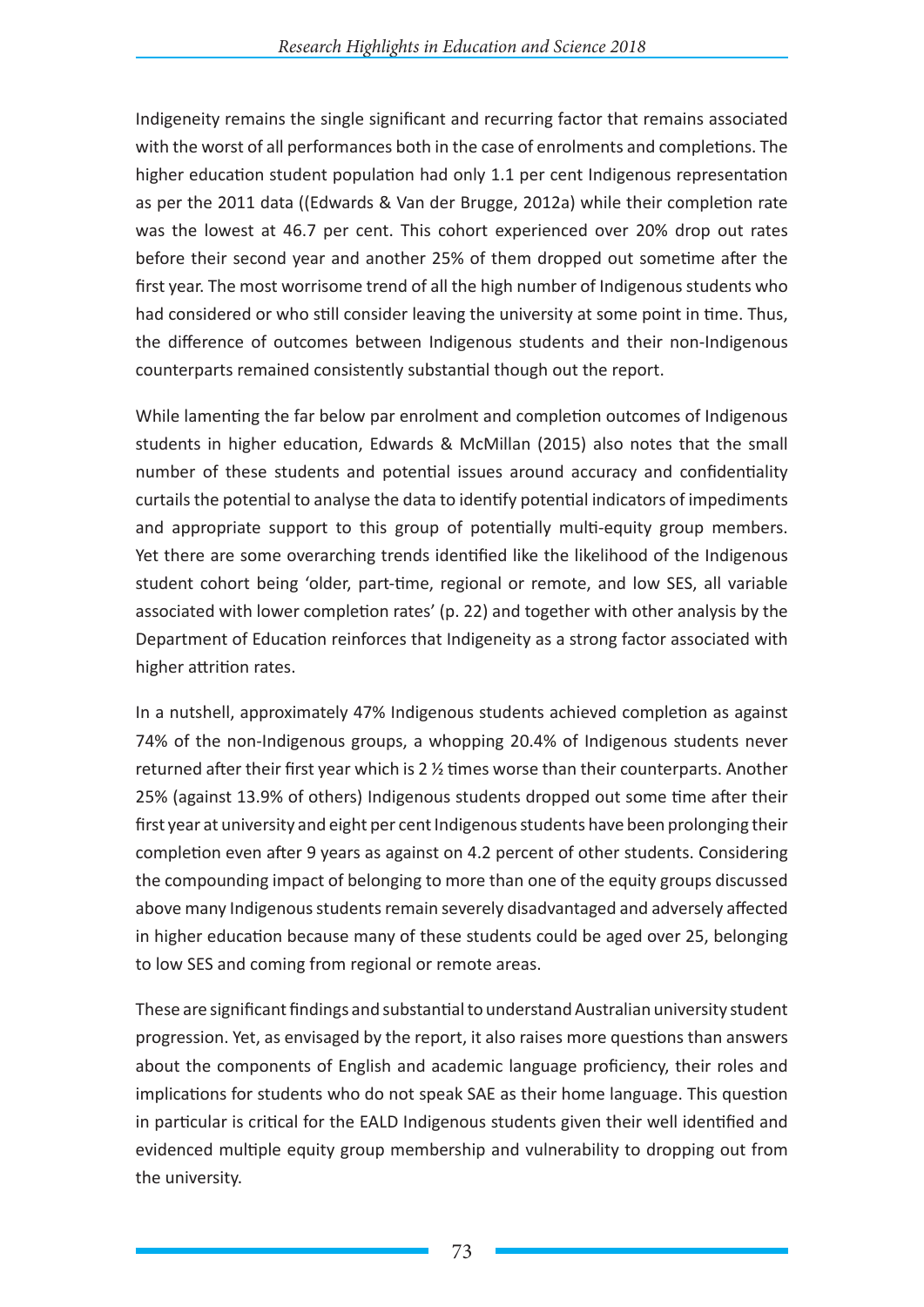Indigeneity remains the single significant and recurring factor that remains associated with the worst of all performances both in the case of enrolments and completions. The higher education student population had only 1.1 per cent Indigenous representation as per the 2011 data ((Edwards & Van der Brugge, 2012a) while their completion rate was the lowest at 46.7 per cent. This cohort experienced over 20% drop out rates before their second year and another 25% of them dropped out sometime after the first year. The most worrisome trend of all the high number of Indigenous students who had considered or who still consider leaving the university at some point in time. Thus, the difference of outcomes between Indigenous students and their non-Indigenous counterparts remained consistently substantial though out the report.

While lamenting the far below par enrolment and completion outcomes of Indigenous students in higher education, Edwards & McMillan (2015) also notes that the small number of these students and potential issues around accuracy and confidentiality curtails the potential to analyse the data to identify potential indicators of impediments and appropriate support to this group of potentially multi-equity group members. Yet there are some overarching trends identified like the likelihood of the Indigenous student cohort being 'older, part-time, regional or remote, and low SES, all variable associated with lower completion rates' (p. 22) and together with other analysis by the Department of Education reinforces that Indigeneity as a strong factor associated with higher attrition rates.

In a nutshell, approximately 47% Indigenous students achieved completion as against 74% of the non-Indigenous groups, a whopping 20.4% of Indigenous students never returned after their first year which is 2 ½ times worse than their counterparts. Another 25% (against 13.9% of others) Indigenous students dropped out some time after their first year at university and eight per cent Indigenous students have been prolonging their completion even after 9 years as against on 4.2 percent of other students. Considering the compounding impact of belonging to more than one of the equity groups discussed above many Indigenous students remain severely disadvantaged and adversely affected in higher education because many of these students could be aged over 25, belonging to low SES and coming from regional or remote areas.

These are significant findings and substantial to understand Australian university student progression. Yet, as envisaged by the report, it also raises more questions than answers about the components of English and academic language proficiency, their roles and implications for students who do not speak SAE as their home language. This question in particular is critical for the EALD Indigenous students given their well identified and evidenced multiple equity group membership and vulnerability to dropping out from the university.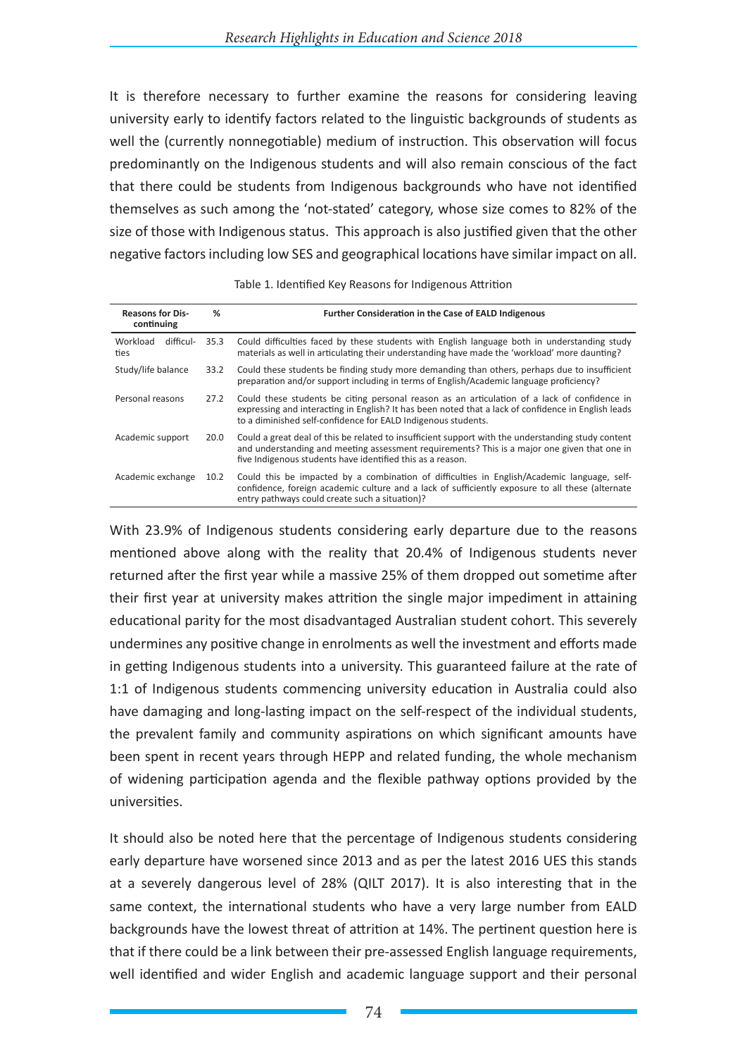It is therefore necessary to further examine the reasons for considering leaving university early to identify factors related to the linguistic backgrounds of students as well the (currently nonnegotiable) medium of instruction. This observation will focus predominantly on the Indigenous students and will also remain conscious of the fact that there could be students from Indigenous backgrounds who have not identified themselves as such among the 'not-stated' category, whose size comes to 82% of the size of those with Indigenous status. This approach is also justified given that the other negative factors including low SES and geographical locations have similar impact on all.

Table 1. Identified Key Reasons for Indigenous Attrition

| Reasons for Discontinuing | % | Further Consideration in the Case of EALD Indigenous |
|---|---|---|
| Workload difficulties | 35.3 | Could difficulties faced by these students with English language both in understanding study materials as well in articulating their understanding have made the 'workload' more daunting? |
| Study/life balance | 33.2 | Could these students be finding study more demanding than others, perhaps due to insufficient preparation and/or support including in terms of English/Academic language proficiency? |
| Personal reasons | 27.2 | Could these students be citing personal reason as an articulation of a lack of confidence in expressing and interacting in English? It has been noted that a lack of confidence in English leads to a diminished self-confidence for EALD Indigenous students. |
| Academic support | 20.0 | Could a great deal of this be related to insufficient support with the understanding study content and understanding and meeting assessment requirements? This is a major one given that one in five Indigenous students have identified this as a reason. |
| Academic exchange | 10.2 | Could this be impacted by a combination of difficulties in English/Academic language, self-confidence, foreign academic culture and a lack of sufficiently exposure to all these (alternate entry pathways could create such a situation)? |

With 23.9% of Indigenous students considering early departure due to the reasons mentioned above along with the reality that 20.4% of Indigenous students never returned after the first year while a massive 25% of them dropped out sometime after their first year at university makes attrition the single major impediment in attaining educational parity for the most disadvantaged Australian student cohort. This severely undermines any positive change in enrolments as well the investment and efforts made in getting Indigenous students into a university. This guaranteed failure at the rate of 1:1 of Indigenous students commencing university education in Australia could also have damaging and long-lasting impact on the self-respect of the individual students, the prevalent family and community aspirations on which significant amounts have been spent in recent years through HEPP and related funding, the whole mechanism of widening participation agenda and the flexible pathway options provided by the universities.

It should also be noted here that the percentage of Indigenous students considering early departure have worsened since 2013 and as per the latest 2016 UES this stands at a severely dangerous level of 28% (QILT 2017). It is also interesting that in the same context, the international students who have a very large number from EALD backgrounds have the lowest threat of attrition at 14%. The pertinent question here is that if there could be a link between their pre-assessed English language requirements, well identified and wider English and academic language support and their personal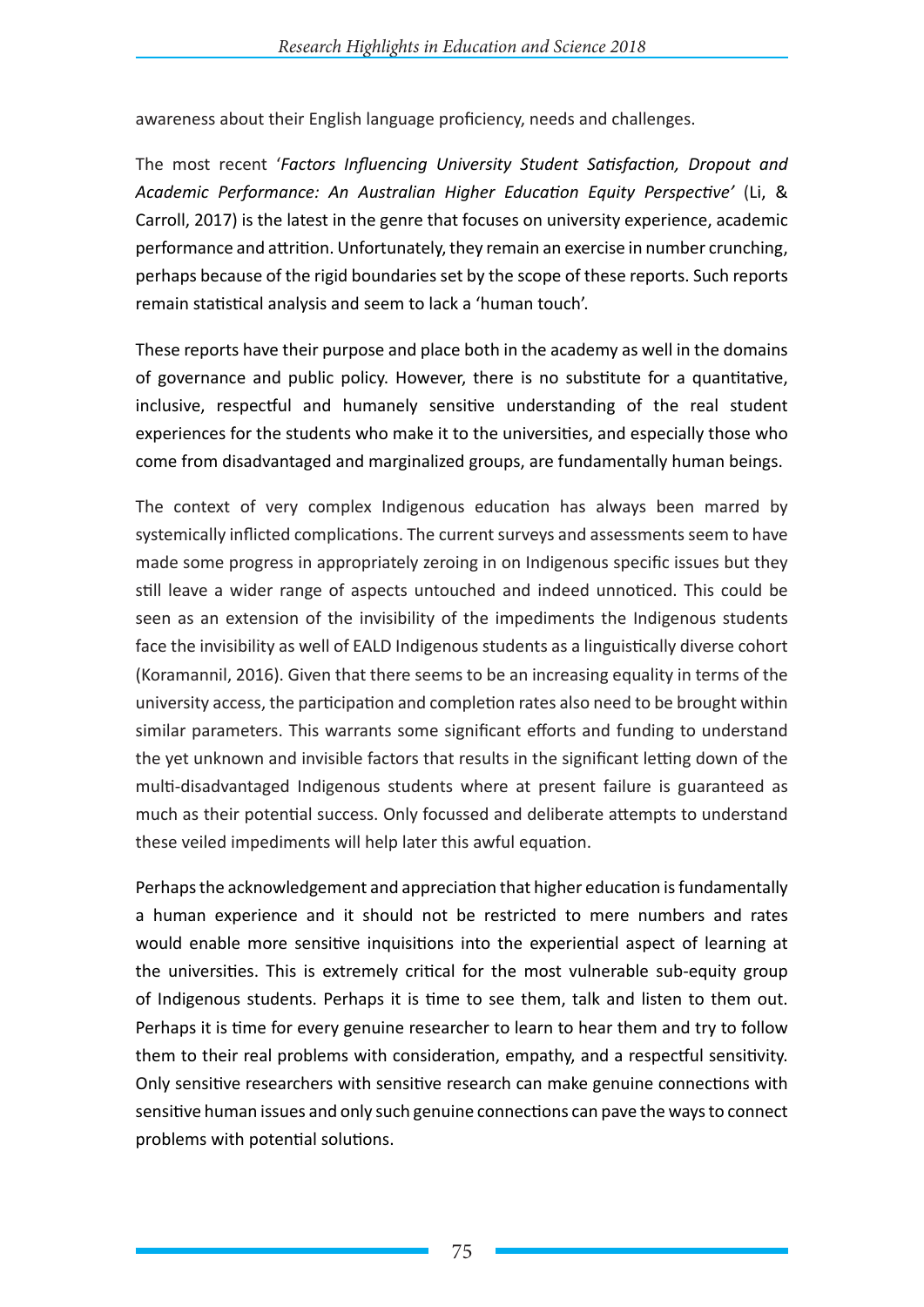awareness about their English language proficiency, needs and challenges.

The most recent '*Factors Influencing University Student Satisfaction, Dropout and Academic Performance: An Australian Higher Education Equity Perspective'* (Li, & Carroll, 2017) is the latest in the genre that focuses on university experience, academic performance and attrition. Unfortunately, they remain an exercise in number crunching, perhaps because of the rigid boundaries set by the scope of these reports. Such reports remain statistical analysis and seem to lack a 'human touch'.

These reports have their purpose and place both in the academy as well in the domains of governance and public policy. However, there is no substitute for a quantitative, inclusive, respectful and humanely sensitive understanding of the real student experiences for the students who make it to the universities, and especially those who come from disadvantaged and marginalized groups, are fundamentally human beings.

The context of very complex Indigenous education has always been marred by systemically inflicted complications. The current surveys and assessments seem to have made some progress in appropriately zeroing in on Indigenous specific issues but they still leave a wider range of aspects untouched and indeed unnoticed. This could be seen as an extension of the invisibility of the impediments the Indigenous students face the invisibility as well of EALD Indigenous students as a linguistically diverse cohort (Koramannil, 2016). Given that there seems to be an increasing equality in terms of the university access, the participation and completion rates also need to be brought within similar parameters. This warrants some significant efforts and funding to understand the yet unknown and invisible factors that results in the significant letting down of the multi-disadvantaged Indigenous students where at present failure is guaranteed as much as their potential success. Only focussed and deliberate attempts to understand these veiled impediments will help later this awful equation.

Perhaps the acknowledgement and appreciation that higher education is fundamentally a human experience and it should not be restricted to mere numbers and rates would enable more sensitive inquisitions into the experiential aspect of learning at the universities. This is extremely critical for the most vulnerable sub-equity group of Indigenous students. Perhaps it is time to see them, talk and listen to them out. Perhaps it is time for every genuine researcher to learn to hear them and try to follow them to their real problems with consideration, empathy, and a respectful sensitivity. Only sensitive researchers with sensitive research can make genuine connections with sensitive human issues and only such genuine connections can pave the ways to connect problems with potential solutions.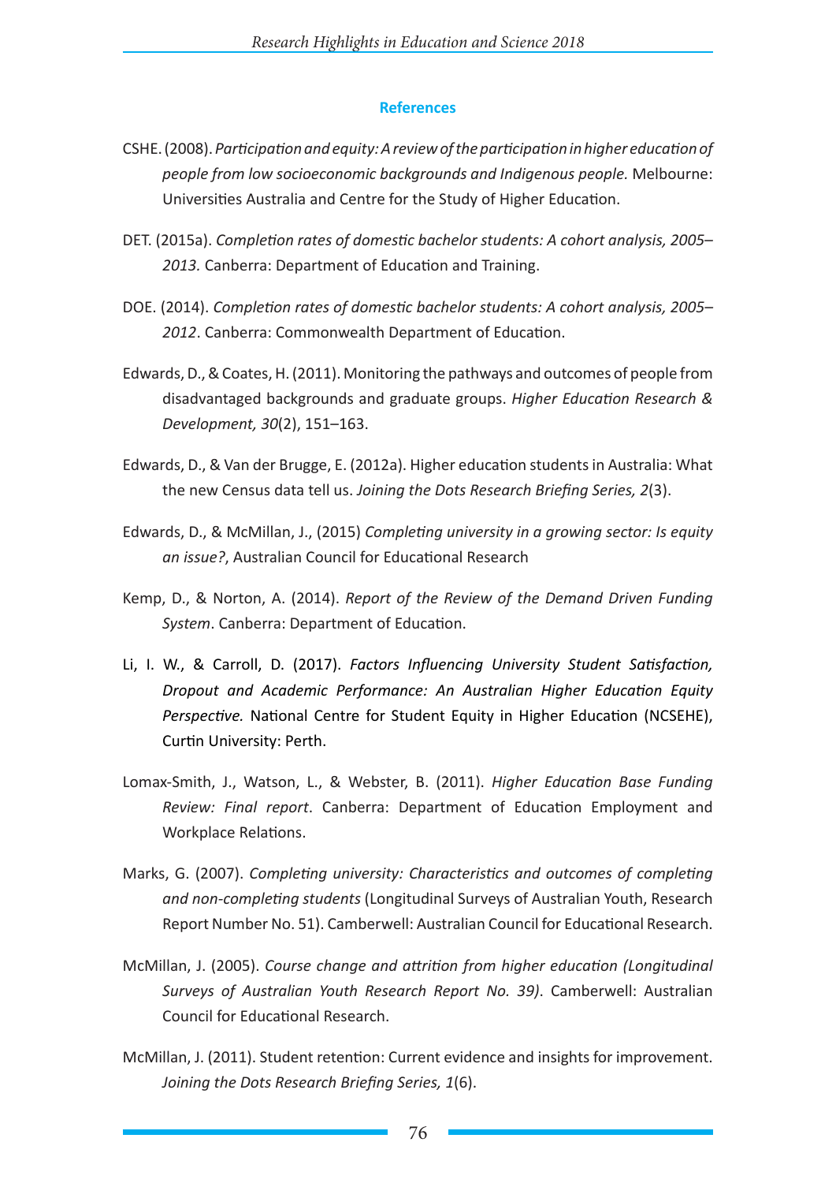## References

CSHE. (2008). *Participation and equity: A review of the participation in higher education of people from low socioeconomic backgrounds and Indigenous people.* Melbourne: Universities Australia and Centre for the Study of Higher Education.

DET. (2015a). *Completion rates of domestic bachelor students: A cohort analysis, 2005–2013.* Canberra: Department of Education and Training.

DOE. (2014). *Completion rates of domestic bachelor students: A cohort analysis, 2005–2012*. Canberra: Commonwealth Department of Education.

Edwards, D., & Coates, H. (2011). Monitoring the pathways and outcomes of people from disadvantaged backgrounds and graduate groups. *Higher Education Research & Development, 30*(2), 151–163.

Edwards, D., & Van der Brugge, E. (2012a). Higher education students in Australia: What the new Census data tell us. *Joining the Dots Research Briefing Series, 2*(3).

Edwards, D., & McMillan, J., (2015) *Completing university in a growing sector: Is equity an issue?*, Australian Council for Educational Research

Kemp, D., & Norton, A. (2014). *Report of the Review of the Demand Driven Funding System*. Canberra: Department of Education.

Li, I. W., & Carroll, D. (2017). *Factors Influencing University Student Satisfaction, Dropout and Academic Performance: An Australian Higher Education Equity Perspective.* National Centre for Student Equity in Higher Education (NCSEHE), Curtin University: Perth.

Lomax-Smith, J., Watson, L., & Webster, B. (2011). *Higher Education Base Funding Review: Final report*. Canberra: Department of Education Employment and Workplace Relations.

Marks, G. (2007). *Completing university: Characteristics and outcomes of completing and non-completing students* (Longitudinal Surveys of Australian Youth, Research Report Number No. 51). Camberwell: Australian Council for Educational Research.

McMillan, J. (2005). *Course change and attrition from higher education (Longitudinal Surveys of Australian Youth Research Report No. 39)*. Camberwell: Australian Council for Educational Research.

McMillan, J. (2011). Student retention: Current evidence and insights for improvement. *Joining the Dots Research Briefing Series, 1*(6).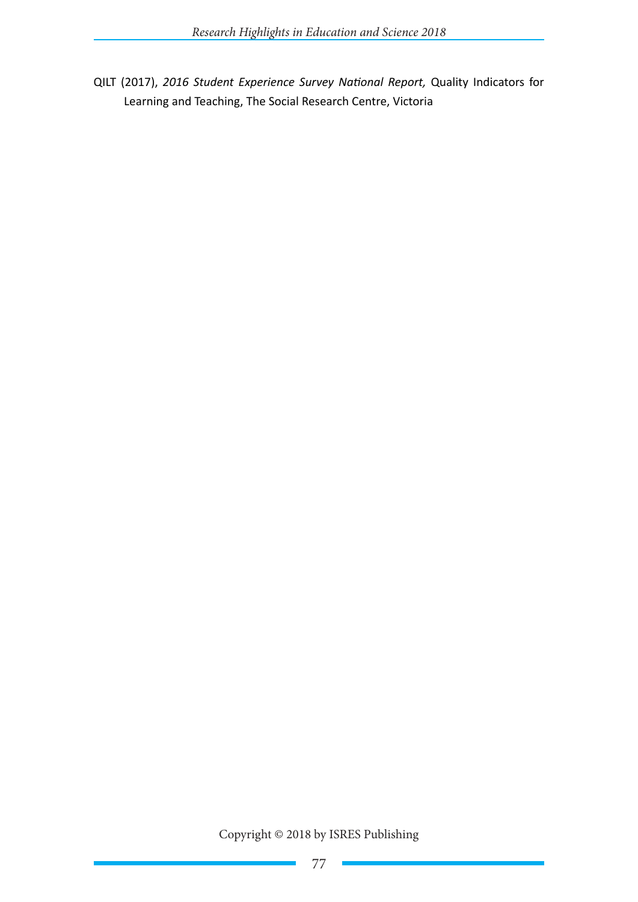QILT (2017), *2016 Student Experience Survey National Report,* Quality Indicators for Learning and Teaching, The Social Research Centre, Victoria